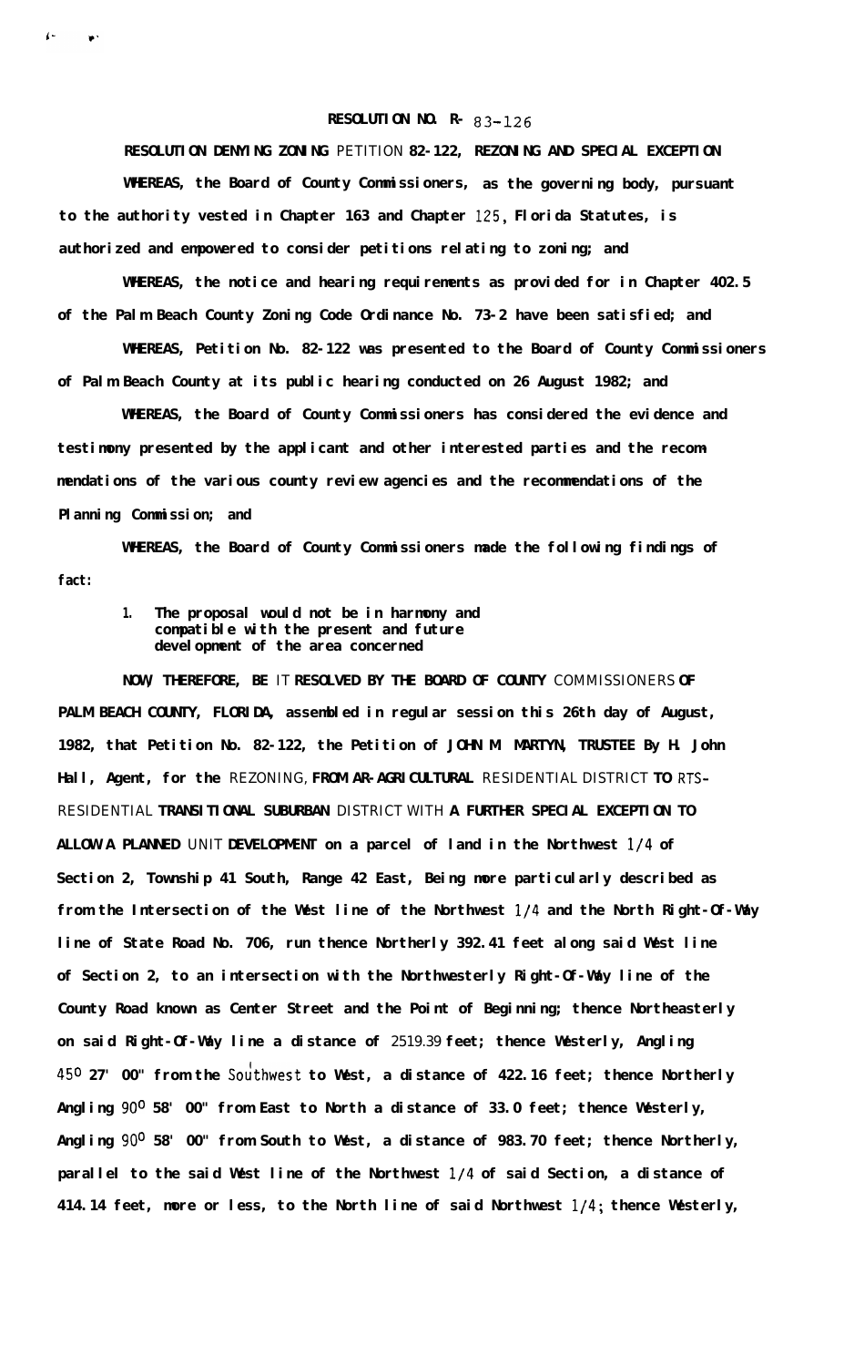# RESOLUTION NO. R- 83-126

**RESOLUTION DENYING ZONING PETITION 82-122, REZONING AND SPECIAL EXCEPTION**

**WHEREAS, the Board of County Commissioners, as the governing body, pursuant to the authority vested in Chapter 163 and Chapter 125, Florida Statutes, is authorized and empowered to consider petitions relating to zoning; and**

**WHEREAS, the notice and hearing requirements as provided for in Chapter 402.5 of the Palm Beach County Zoning Code Ordinance No. 73-2 have been satisfied; and**

**WHEREAS, Petition No. 82-122 was presented to the Board of County Commissioners of Palm Beach County at its public hearing conducted on 26 August 1982; and**

**WHEREAS, the Board of County Commissioners has considered the evidence and testimony presented by the applicant and other interested parties and the recommendations of the various county review agencies and the recommendations of the Planning Commission; and**

**WHEREAS, the Board of County Commissioners made the following findings of fact:**

1. **The proposal would not be in harmony and compatible with the present and future development of the area concerned**

**NOW, THEREFORE, BE IT RESOLVED BY THE BOARD OF COUNTY COMMISSIONERS OF PALM BEACH COUNTY, FLORIDA, assembled in regular session this 26th day of August, 1982, that Petition No. 82-122, the Petition of JOHN M. MARTYN, TRUSTEE By H. John Hall, Agent, for the REZONING, FROM AR-AGRICULTURAL RESIDENTIAL DISTRICT TO RTS-RESIDENTIAL TRANSITIONAL SUBURBAN DISTRICT WITH A FURTHER SPECIAL EXCEPTION TO ALLOW A PLANNED UNIT DEVELOPMENT on a parcel of land in the Northwest 1/4 of Section 2, Township 41 South, Range 42 East, Being more particularly described as from the Intersection of the West line of the Northwest 1/4 and the North Right-Of-Way line of State Road No. 706, run thence Northerly 392.41 feet along said West line of Section 2, to an intersection with the Northwesterly Right-Of-Way line of the County Road known as Center Street and the Point of Beginning; thence Northeasterly on said Right-Of-Way line a distance of 2519.39 feet; thence Westerly, Angling 45° 27' 00" from the Southwest to West, a distance of 422.16 feet; thence Northerly Angling 90° 58' 00" from East to North a distance of 33.0 feet; thence Westerly, Angling 90° 58' 00" from South to West, a distance of 983.70 feet; thence Northerly, parallel to the said West line of the Northwest 1/4 of said Section, a distance of 414.14 feet, more or less, to the North line of said Northwest 1/4; thence Westerly,**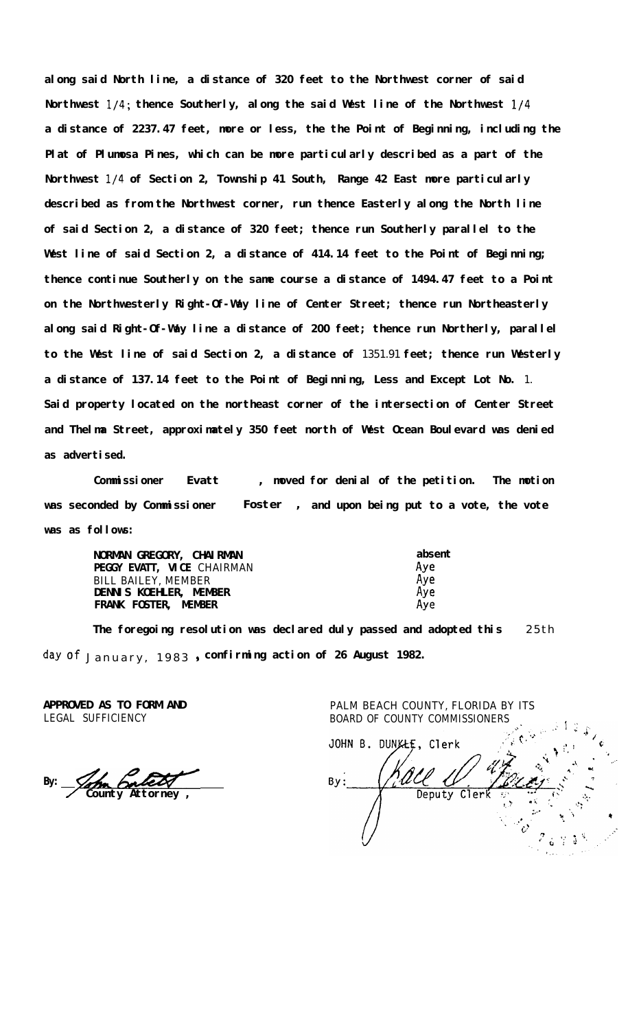along said North line, a distance of 320 feet to the Northwest corner of said Northwest 1/4; thence Southerly, along the said West line of the Northwest 1/4 a distance of 2237.47 feet, more or less, the the Point of Beginning, including the Plat of Plumosa Pines, which can be more particularly described as a part of the Northwest 1/4 of Section 2, Township 41 South, Range 42 East more particularly described as from the Northwest corner, run thence Easterly along the North line of said Section 2, a distance of 320 feet; thence run Southerly parallel to the West line of said Section 2, a distance of 414.14 feet to the Point of Beginning; thence continue Southerly on the same course a distance of 1494.47 feet to a Point on the Northwesterly Right-Of-Way line of Center Street; thence run Northeasterly along said Right-Of-Way line a distance of 200 feet; thence run Northerly, parallel to the West line of said Section 2, a distance of 1351.91 feet; thence run Westerly a distance of 137.14 feet to the Point of Beginning, Less and Except Lot No. 1. Said property located on the northeast corner of the intersection of Center Street and Thelma Street, approximately 350 feet north of West Ocean Boulevard was denied as advertised.

Commissioner Evatt , moved for denial of the petition. The motion was seconded by Commissioner Foster , and upon being put to a vote, the vote was as follows:

| | |
|---|---|
| NORMAN GREGORY, CHAIRMAN | absent |
| PEGGY EVATT, VICE CHAIRMAN | Aye |
| BILL BAILEY, MEMBER | Aye |
| DENNIS KOEHLER, MEMBER | Aye |
| FRANK FOSTER, MEMBER | Aye |

The foregoing resolution was declared duly passed and adopted this 25th day of January, 1983 , confirming action of 26 August 1982.

APPROVED AS TO FORM AND LEGAL SUFFICIENCY

By: [signature] County Attorney ,

PALM BEACH COUNTY, FLORIDA BY ITS BOARD OF COUNTY COMMISSIONERS

JOHN B. DUNKLE, Clerk

By: [signature] Deputy Clerk